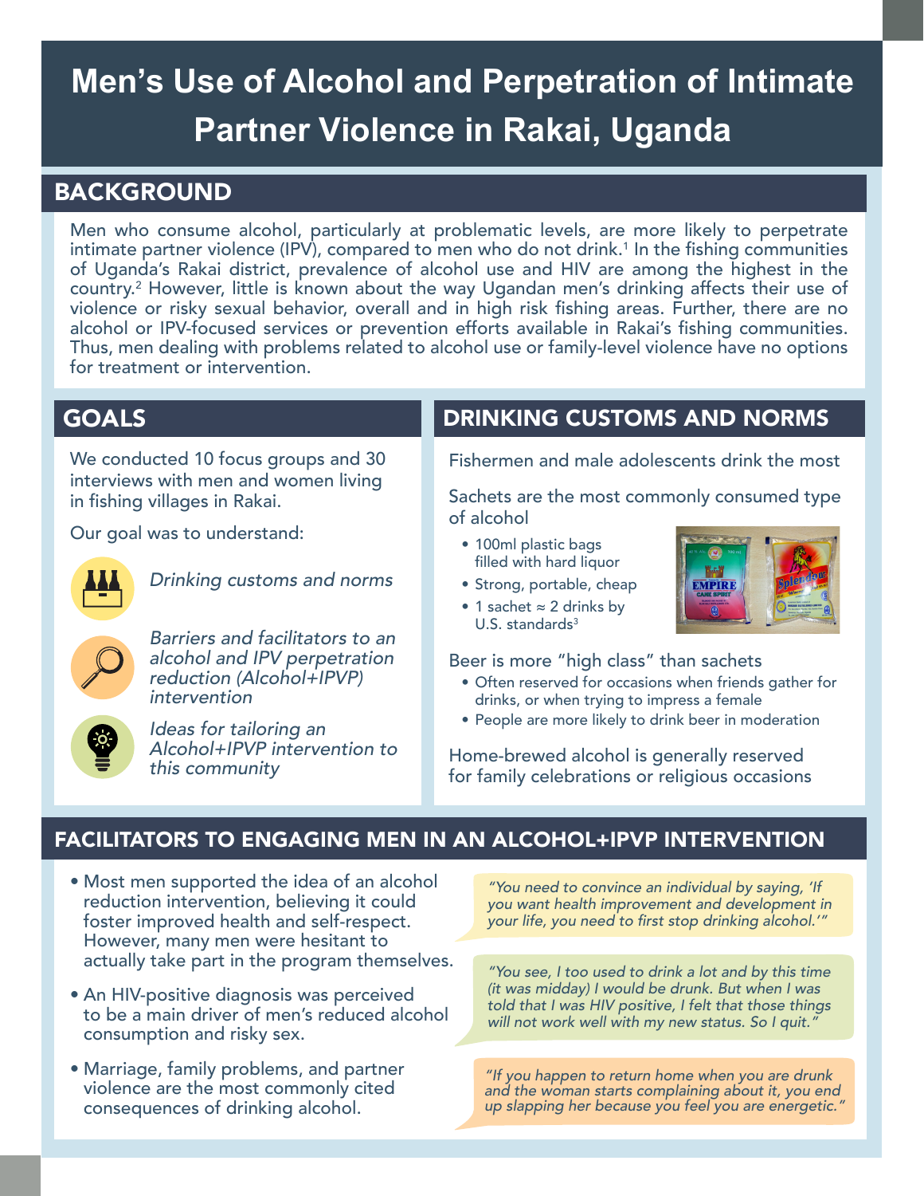# Men's Use of Alcohol and Perpetration of Intimate Partner Violence in Rakai, Uganda

## BACKGROUND

Men who consume alcohol, particularly at problematic levels, are more likely to perpetrate intimate partner violence (IPV), compared to men who do not drink.[1] In the fishing communities of Uganda's Rakai district, prevalence of alcohol use and HIV are among the highest in the country.[2] However, little is known about the way Ugandan men's drinking affects their use of violence or risky sexual behavior, overall and in high risk fishing areas. Further, there are no alcohol or IPV-focused services or prevention efforts available in Rakai's fishing communities. Thus, men dealing with problems related to alcohol use or family-level violence have no options for treatment or intervention.

## GOALS

We conducted 10 focus groups and 30 interviews with men and women living in fishing villages in Rakai.

Our goal was to understand:

- *Drinking customs and norms*
- *Barriers and facilitators to an alcohol and IPV perpetration reduction (Alcohol+IPVP) intervention*
- *Ideas for tailoring an Alcohol+IPVP intervention to this community*

## DRINKING CUSTOMS AND NORMS

Fishermen and male adolescents drink the most

Sachets are the most commonly consumed type of alcohol

- 100ml plastic bags filled with hard liquor
- Strong, portable, cheap
- 1 sachet ≈ 2 drinks by U.S. standards[3]

Beer is more "high class" than sachets

- Often reserved for occasions when friends gather for drinks, or when trying to impress a female
- People are more likely to drink beer in moderation

Home-brewed alcohol is generally reserved for family celebrations or religious occasions

## FACILITATORS TO ENGAGING MEN IN AN ALCOHOL+IPVP INTERVENTION

- Most men supported the idea of an alcohol reduction intervention, believing it could foster improved health and self-respect. However, many men were hesitant to actually take part in the program themselves.
- An HIV-positive diagnosis was perceived to be a main driver of men's reduced alcohol consumption and risky sex.
- Marriage, family problems, and partner violence are the most commonly cited consequences of drinking alcohol.

*"You need to convince an individual by saying, 'If you want health improvement and development in your life, you need to first stop drinking alcohol.'"*

*"You see, I too used to drink a lot and by this time (it was midday) I would be drunk. But when I was told that I was HIV positive, I felt that those things will not work well with my new status. So I quit."*

*"If you happen to return home when you are drunk and the woman starts complaining about it, you end up slapping her because you feel you are energetic."*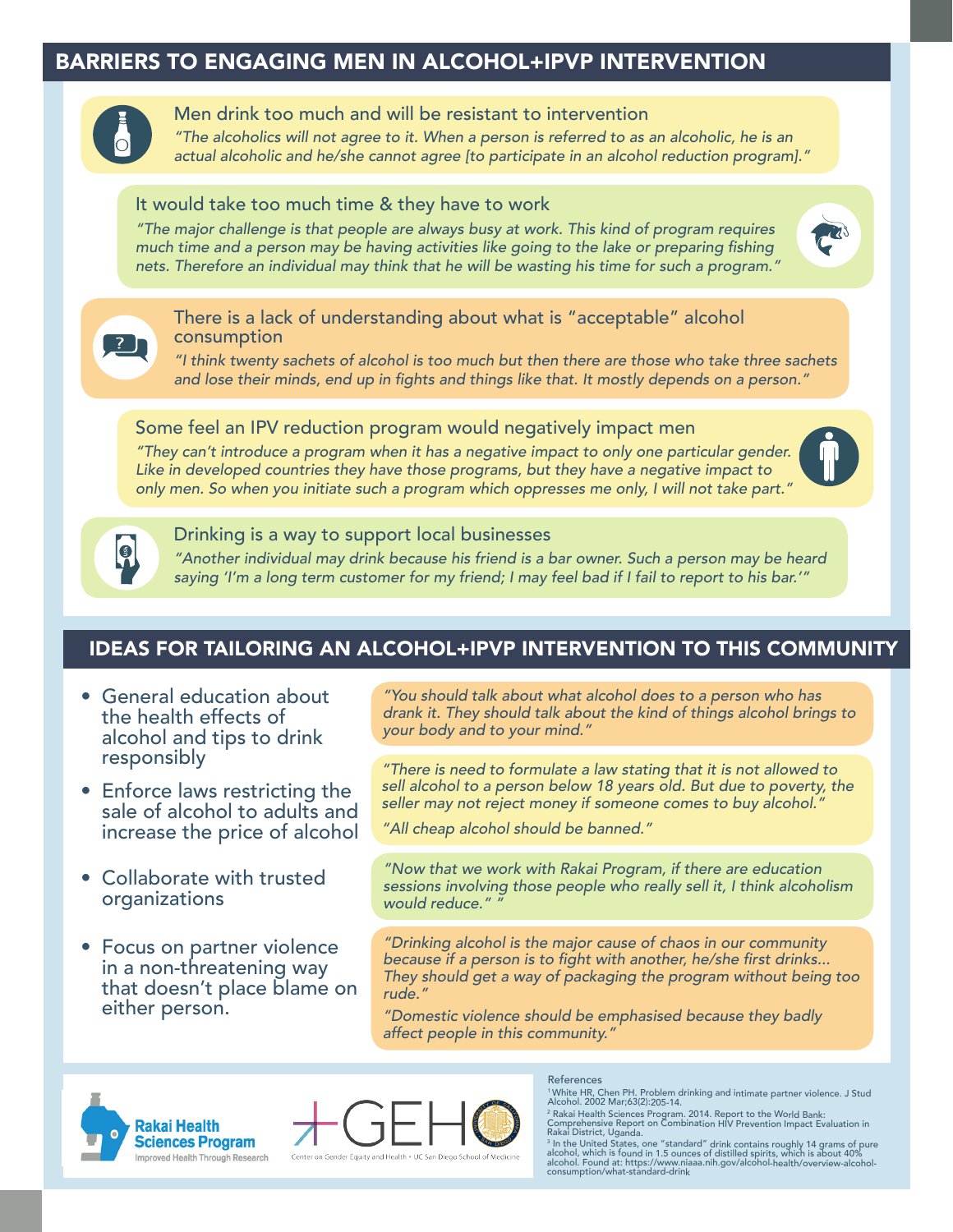## BARRIERS TO ENGAGING MEN IN ALCOHOL+IPVP INTERVENTION

### Men drink too much and will be resistant to intervention

*"The alcoholics will not agree to it. When a person is referred to as an alcoholic, he is an actual alcoholic and he/she cannot agree [to participate in an alcohol reduction program]."*

### It would take too much time & they have to work

*"The major challenge is that people are always busy at work. This kind of program requires much time and a person may be having activities like going to the lake or preparing fishing nets. Therefore an individual may think that he will be wasting his time for such a program."*

### There is a lack of understanding about what is "acceptable" alcohol consumption

*"I think twenty sachets of alcohol is too much but then there are those who take three sachets and lose their minds, end up in fights and things like that. It mostly depends on a person."*

### Some feel an IPV reduction program would negatively impact men

*"They can't introduce a program when it has a negative impact to only one particular gender. Like in developed countries they have those programs, but they have a negative impact to only men. So when you initiate such a program which oppresses me only, I will not take part."*

### Drinking is a way to support local businesses

*"Another individual may drink because his friend is a bar owner. Such a person may be heard saying 'I'm a long term customer for my friend; I may feel bad if I fail to report to his bar.'"*

## IDEAS FOR TAILORING AN ALCOHOL+IPVP INTERVENTION TO THIS COMMUNITY

- General education about the health effects of alcohol and tips to drink responsibly

  *"You should talk about what alcohol does to a person who has drank it. They should talk about the kind of things alcohol brings to your body and to your mind."*

- Enforce laws restricting the sale of alcohol to adults and increase the price of alcohol

  *"There is need to formulate a law stating that it is not allowed to sell alcohol to a person below 18 years old. But due to poverty, the seller may not reject money if someone comes to buy alcohol."*

  *"All cheap alcohol should be banned."*

- Collaborate with trusted organizations

  *"Now that we work with Rakai Program, if there are education sessions involving those people who really sell it, I think alcoholism would reduce." "*

- Focus on partner violence in a non-threatening way that doesn't place blame on either person.

  *"Drinking alcohol is the major cause of chaos in our community because if a person is to fight with another, he/she first drinks... They should get a way of packaging the program without being too rude."*

  *"Domestic violence should be emphasised because they badly affect people in this community."*

Rakai Health Sciences Program — Improved Health Through Research

GEH — Center on Gender Equity and Health • UC San Diego School of Medicine

References

[1] White HR, Chen PH. Problem drinking and intimate partner violence. J Stud Alcohol. 2002 Mar;63(2):205-14.

[2] Rakai Health Sciences Program. 2014. Report to the World Bank: Comprehensive Report on Combination HIV Prevention Impact Evaluation in Rakai District, Uganda.

[3] In the United States, one "standard" drink contains roughly 14 grams of pure alcohol, which is found in 1.5 ounces of distilled spirits, which is about 40% alcohol. Found at: https://www.niaaa.nih.gov/alcohol-health/overview-alcohol-consumption/what-standard-drink